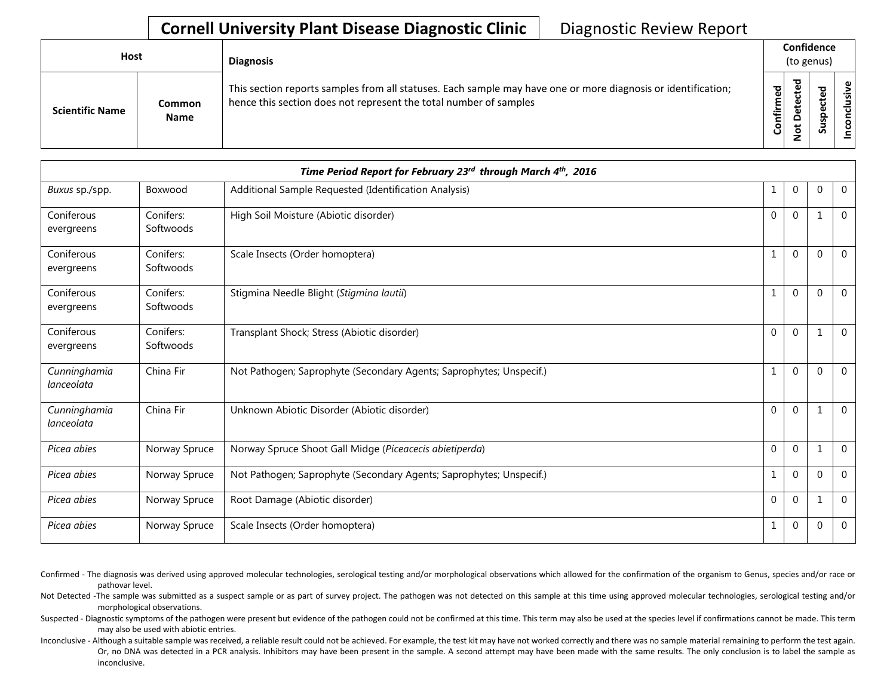# Cornell University Plant Disease Diagnostic Clinic

Diagnostic Review Report

| Host | | Diagnosis | Confidence (to genus) | | | |
|---|---|---|---|---|---|---|
| **Scientific Name** | **Common Name** | This section reports samples from all statuses. Each sample may have one or more diagnosis or identification; hence this section does not represent the total number of samples | **Confirmed** | **Not Detected** | **Suspected** | **Inconclusive** |
| ***Time Period Report for February 23rd through March 4th, 2016*** | | | | | | |
| *Buxus* sp./spp. | Boxwood | Additional Sample Requested (Identification Analysis) | 1 | 0 | 0 | 0 |
| Coniferous evergreens | Conifers: Softwoods | High Soil Moisture (Abiotic disorder) | 0 | 0 | 1 | 0 |
| Coniferous evergreens | Conifers: Softwoods | Scale Insects (Order homoptera) | 1 | 0 | 0 | 0 |
| Coniferous evergreens | Conifers: Softwoods | Stigmina Needle Blight (*Stigmina lautii*) | 1 | 0 | 0 | 0 |
| Coniferous evergreens | Conifers: Softwoods | Transplant Shock; Stress (Abiotic disorder) | 0 | 0 | 1 | 0 |
| *Cunninghamia lanceolata* | China Fir | Not Pathogen; Saprophyte (Secondary Agents; Saprophytes; Unspecif.) | 1 | 0 | 0 | 0 |
| *Cunninghamia lanceolata* | China Fir | Unknown Abiotic Disorder (Abiotic disorder) | 0 | 0 | 1 | 0 |
| *Picea abies* | Norway Spruce | Norway Spruce Shoot Gall Midge (*Piceacecis abietiperda*) | 0 | 0 | 1 | 0 |
| *Picea abies* | Norway Spruce | Not Pathogen; Saprophyte (Secondary Agents; Saprophytes; Unspecif.) | 1 | 0 | 0 | 0 |
| *Picea abies* | Norway Spruce | Root Damage (Abiotic disorder) | 0 | 0 | 1 | 0 |
| *Picea abies* | Norway Spruce | Scale Insects (Order homoptera) | 1 | 0 | 0 | 0 |

Confirmed - The diagnosis was derived using approved molecular technologies, serological testing and/or morphological observations which allowed for the confirmation of the organism to Genus, species and/or race or pathovar level.

Not Detected -The sample was submitted as a suspect sample or as part of survey project. The pathogen was not detected on this sample at this time using approved molecular technologies, serological testing and/or morphological observations.

Suspected - Diagnostic symptoms of the pathogen were present but evidence of the pathogen could not be confirmed at this time. This term may also be used at the species level if confirmations cannot be made. This term may also be used with abiotic entries.

Inconclusive - Although a suitable sample was received, a reliable result could not be achieved. For example, the test kit may have not worked correctly and there was no sample material remaining to perform the test again. Or, no DNA was detected in a PCR analysis. Inhibitors may have been present in the sample. A second attempt may have been made with the same results. The only conclusion is to label the sample as inconclusive.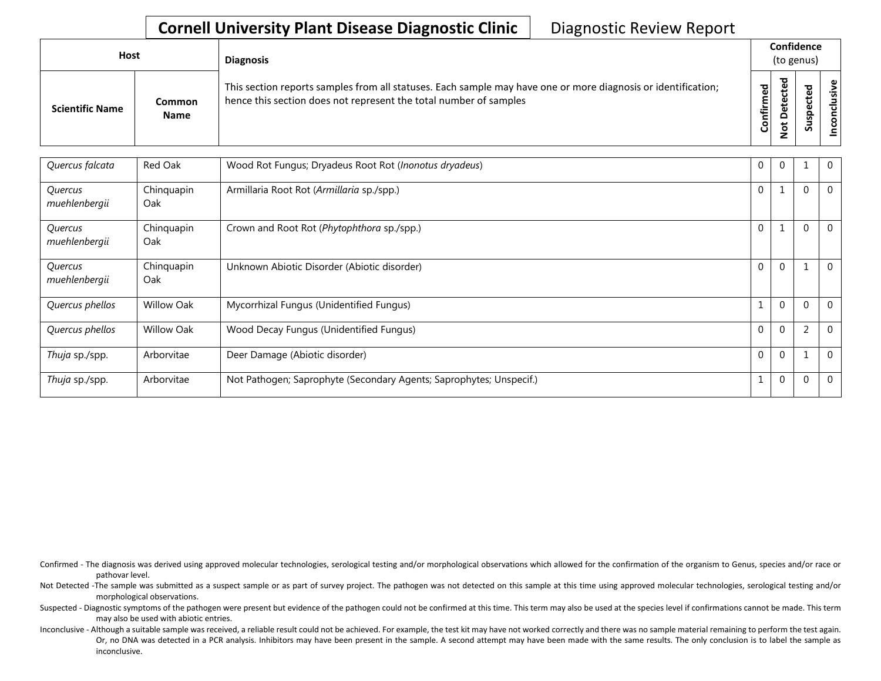**Cornell University Plant Disease Diagnostic Clinic** Diagnostic Review Report

| Host | | Diagnosis | Confidence (to genus) | | | |
|---|---|---|---|---|---|---|
| **Scientific Name** | **Common Name** | This section reports samples from all statuses. Each sample may have one or more diagnosis or identification; hence this section does not represent the total number of samples | **Confirmed** | **Not Detected** | **Suspected** | **Inconclusive** |
| *Quercus falcata* | Red Oak | Wood Rot Fungus; Dryadeus Root Rot (*Inonotus dryadeus*) | 0 | 0 | 1 | 0 |
| *Quercus muehlenbergii* | Chinquapin Oak | Armillaria Root Rot (*Armillaria* sp./spp.) | 0 | 1 | 0 | 0 |
| *Quercus muehlenbergii* | Chinquapin Oak | Crown and Root Rot (*Phytophthora* sp./spp.) | 0 | 1 | 0 | 0 |
| *Quercus muehlenbergii* | Chinquapin Oak | Unknown Abiotic Disorder (Abiotic disorder) | 0 | 0 | 1 | 0 |
| *Quercus phellos* | Willow Oak | Mycorrhizal Fungus (Unidentified Fungus) | 1 | 0 | 0 | 0 |
| *Quercus phellos* | Willow Oak | Wood Decay Fungus (Unidentified Fungus) | 0 | 0 | 2 | 0 |
| *Thuja* sp./spp. | Arborvitae | Deer Damage (Abiotic disorder) | 0 | 0 | 1 | 0 |
| *Thuja* sp./spp. | Arborvitae | Not Pathogen; Saprophyte (Secondary Agents; Saprophytes; Unspecif.) | 1 | 0 | 0 | 0 |

Confirmed - The diagnosis was derived using approved molecular technologies, serological testing and/or morphological observations which allowed for the confirmation of the organism to Genus, species and/or race or pathovar level.

Not Detected -The sample was submitted as a suspect sample or as part of survey project. The pathogen was not detected on this sample at this time using approved molecular technologies, serological testing and/or morphological observations.

Suspected - Diagnostic symptoms of the pathogen were present but evidence of the pathogen could not be confirmed at this time. This term may also be used at the species level if confirmations cannot be made. This term may also be used with abiotic entries.

Inconclusive - Although a suitable sample was received, a reliable result could not be achieved. For example, the test kit may have not worked correctly and there was no sample material remaining to perform the test again. Or, no DNA was detected in a PCR analysis. Inhibitors may have been present in the sample. A second attempt may have been made with the same results. The only conclusion is to label the sample as inconclusive.